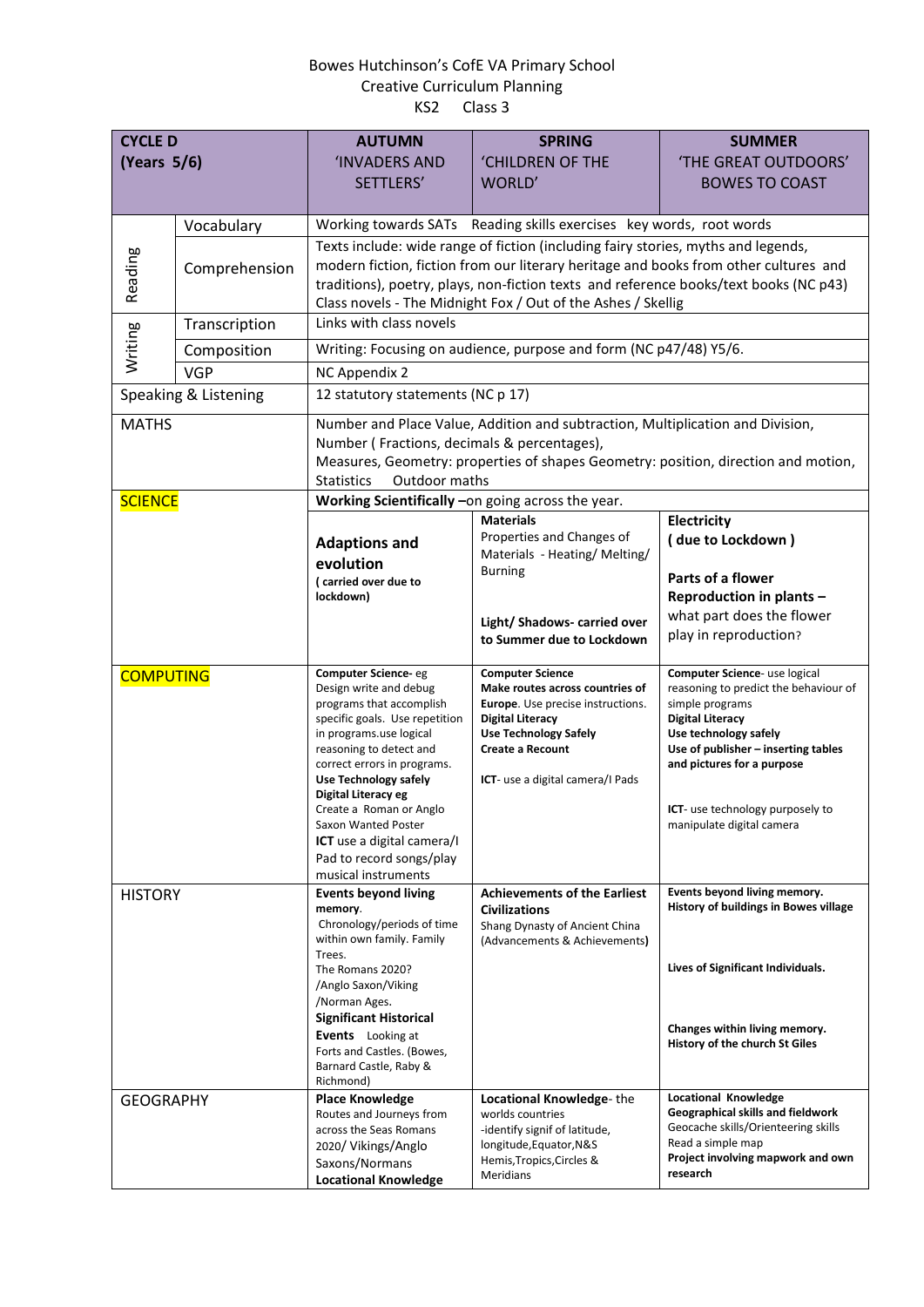# Bowes Hutchinson's CofE VA Primary School

## Creative Curriculum Planning

### KS2 Class 3

| CYCLE D (Years 5/6) | | AUTUMN 'INVADERS AND SETTLERS' | SPRING 'CHILDREN OF THE WORLD' | SUMMER 'THE GREAT OUTDOORS' BOWES TO COAST |
|---|---|---|---|---|
| Reading | Vocabulary | Working towards SATs Reading skills exercises key words, root words | | |
| | Comprehension | Texts include: wide range of fiction (including fairy stories, myths and legends, modern fiction, fiction from our literary heritage and books from other cultures and traditions), poetry, plays, non-fiction texts and reference books/text books (NC p43)<br>Class novels - The Midnight Fox / Out of the Ashes / Skellig | | |
| Writing | Transcription | Links with class novels | | |
| | Composition | Writing: Focusing on audience, purpose and form (NC p47/48) Y5/6. | | |
| | VGP | NC Appendix 2 | | |
| Speaking & Listening | | 12 statutory statements (NC p 17) | | |
| MATHS | | Number and Place Value, Addition and subtraction, Multiplication and Division, Number ( Fractions, decimals & percentages),<br>Measures, Geometry: properties of shapes Geometry: position, direction and motion, Statistics Outdoor maths | | |
| SCIENCE | | **Working Scientifically –** on going across the year. | | |
| | | **Adaptions and evolution**<br>**( carried over due to lockdown)** | **Materials**<br>Properties and Changes of Materials - Heating/ Melting/ Burning<br><br>**Light/ Shadows- carried over to Summer due to Lockdown** | **Electricity**<br>**( due to Lockdown )**<br><br>**Parts of a flower**<br>**Reproduction in plants –** what part does the flower play in reproduction? |
| COMPUTING | | **Computer Science-** eg Design write and debug programs that accomplish specific goals. Use repetition in programs.use logical reasoning to detect and correct errors in programs.<br>**Use Technology safely**<br>**Digital Literacy eg**<br>Create a Roman or Anglo Saxon Wanted Poster<br>**ICT** use a digital camera/I Pad to record songs/play musical instruments | **Computer Science**<br>**Make routes across countries of Europe**. Use precise instructions.<br>**Digital Literacy**<br>**Use Technology Safely**<br>**Create a Recount**<br><br>**ICT**- use a digital camera/I Pads | **Computer Science**- use logical reasoning to predict the behaviour of simple programs<br>**Digital Literacy**<br>**Use technology safely**<br>**Use of publisher – inserting tables and pictures for a purpose**<br><br>**ICT**- use technology purposely to manipulate digital camera |
| HISTORY | | **Events beyond living memory**.<br>Chronology/periods of time within own family. Family Trees.<br>The Romans 2020? /Anglo Saxon/Viking /Norman Ages.<br>**Significant Historical Events** Looking at Forts and Castles. (Bowes, Barnard Castle, Raby & Richmond) | **Achievements of the Earliest Civilizations**<br>Shang Dynasty of Ancient China (Advancements & Achievements**)** | **Events beyond living memory.**<br>**History of buildings in Bowes village**<br><br>**Lives of Significant Individuals.**<br><br>**Changes within living memory.**<br>**History of the church St Giles** |
| GEOGRAPHY | | **Place Knowledge**<br>Routes and Journeys from across the Seas Romans 2020/ Vikings/Anglo Saxons/Normans<br>**Locational Knowledge** | **Locational Knowledge**- the worlds countries<br>-identify signif of latitude, longitude,Equator,N&S Hemis,Tropics,Circles & Meridians | **Locational Knowledge**<br>**Geographical skills and fieldwork**<br>Geocache skills/Orienteering skills<br>Read a simple map<br>**Project involving mapwork and own research** |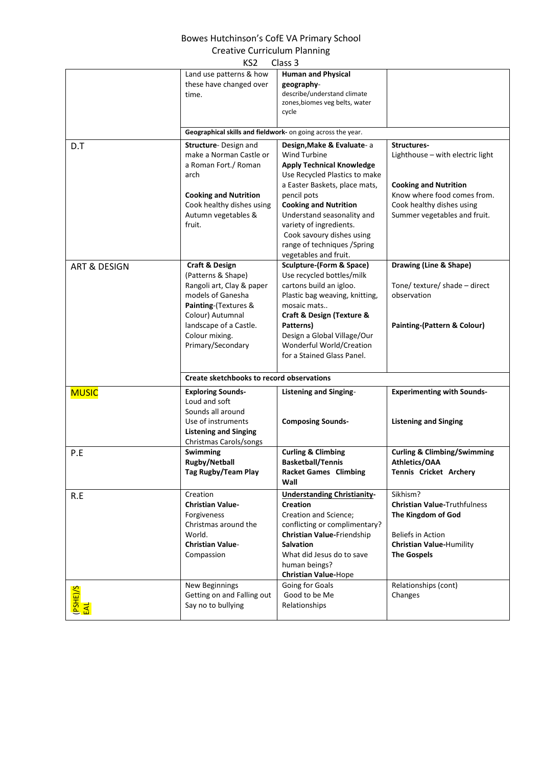Bowes Hutchinson's CofE VA Primary School

Creative Curriculum Planning

KS2 Class 3

| | | | |
|---|---|---|---|
| | Land use patterns & how these have changed over time. | **Human and Physical geography**- describe/understand climate zones,biomes veg belts, water cycle | |
| | **Geographical skills and fieldwork**- on going across the year. | | |
| D.T | **Structure**- Design and make a Norman Castle or a Roman Fort./ Roman arch<br><br>**Cooking and Nutrition**<br>Cook healthy dishes using Autumn vegetables & fruit. | **Design,Make & Evaluate**- a Wind Turbine<br>**Apply Technical Knowledge**<br>Use Recycled Plastics to make a Easter Baskets, place mats, pencil pots<br>**Cooking and Nutrition**<br>Understand seasonality and variety of ingredients.<br>Cook savoury dishes using range of techniques /Spring vegetables and fruit. | **Structures**-<br>Lighthouse – with electric light<br><br>**Cooking and Nutrition**<br>Know where food comes from.<br>Cook healthy dishes using Summer vegetables and fruit. |
| ART & DESIGN | **Craft & Design**<br>(Patterns & Shape)<br>Rangoli art, Clay & paper models of Ganesha<br>**Painting**-(Textures & Colour) Autumnal landscape of a Castle.<br>Colour mixing.<br>Primary/Secondary | **Sculpture-(Form & Space)**<br>Use recycled bottles/milk cartons build an igloo.<br>Plastic bag weaving, knitting, mosaic mats..<br>**Craft & Design (Texture & Patterns)**<br>Design a Global Village/Our Wonderful World/Creation for a Stained Glass Panel. | **Drawing (Line & Shape)**<br><br>Tone/ texture/ shade – direct observation<br><br>**Painting-(Pattern & Colour)** |
| | **Create sketchbooks to record observations** | | |
| MUSIC | **Exploring Sounds-**<br>Loud and soft<br>Sounds all around<br>Use of instruments<br>**Listening and Singing**<br>Christmas Carols/songs | **Listening and Singing**-<br><br>**Composing Sounds-** | **Experimenting with Sounds-**<br><br>**Listening and Singing** |
| P.E | **Swimming**<br>**Rugby/Netball**<br>**Tag Rugby/Team Play** | **Curling & Climbing**<br>**Basketball/Tennis**<br>**Racket Games Climbing Wall** | **Curling & Climbing/Swimming**<br>**Athletics/OAA**<br>**Tennis Cricket Archery** |
| R.E | Creation<br>**Christian Value-**<br>Forgiveness<br>Christmas around the World.<br>**Christian Value-**<br>Compassion | **Understanding Christianity-**<br>**Creation**<br>Creation and Science; conflicting or complimentary?<br>**Christian Value-**Friendship<br>**Salvation**<br>What did Jesus do to save human beings?<br>**Christian Value-**Hope | Sikhism?<br>**Christian Value-**Truthfulness<br>**The Kingdom of God**<br><br>Beliefs in Action<br>**Christian Value-**Humility<br>**The Gospels** |
| (PSHE)/S EAL | New Beginnings<br>Getting on and Falling out<br>Say no to bullying | Going for Goals<br>Good to be Me<br>Relationships | Relationships (cont)<br>Changes |